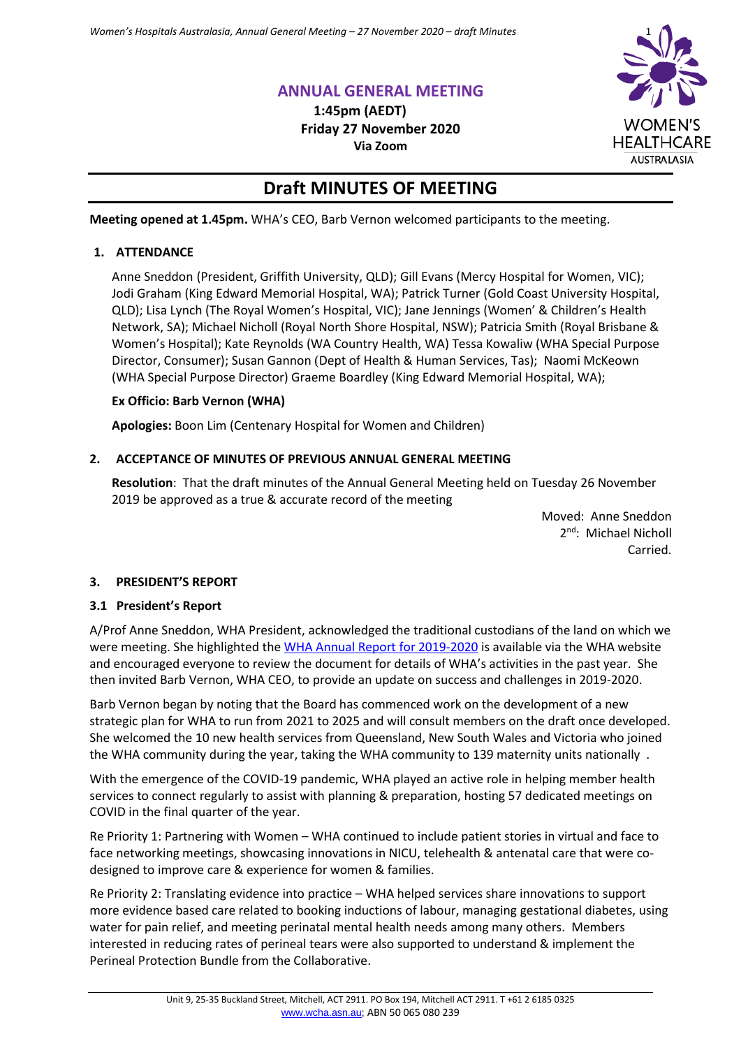# ANNUAL GENERAL MEETING

**1:45pm (AEDT)**
**Friday 27 November 2020**
**Via Zoom**

# Draft MINUTES OF MEETING

**Meeting opened at 1.45pm.** WHA's CEO, Barb Vernon welcomed participants to the meeting.

## 1. ATTENDANCE

Anne Sneddon (President, Griffith University, QLD); Gill Evans (Mercy Hospital for Women, VIC); Jodi Graham (King Edward Memorial Hospital, WA); Patrick Turner (Gold Coast University Hospital, QLD); Lisa Lynch (The Royal Women's Hospital, VIC); Jane Jennings (Women' & Children's Health Network, SA); Michael Nicholl (Royal North Shore Hospital, NSW); Patricia Smith (Royal Brisbane & Women's Hospital); Kate Reynolds (WA Country Health, WA) Tessa Kowaliw (WHA Special Purpose Director, Consumer); Susan Gannon (Dept of Health & Human Services, Tas); Naomi McKeown (WHA Special Purpose Director) Graeme Boardley (King Edward Memorial Hospital, WA);

**Ex Officio: Barb Vernon (WHA)**

**Apologies:** Boon Lim (Centenary Hospital for Women and Children)

## 2. ACCEPTANCE OF MINUTES OF PREVIOUS ANNUAL GENERAL MEETING

**Resolution**: That the draft minutes of the Annual General Meeting held on Tuesday 26 November 2019 be approved as a true & accurate record of the meeting

Moved: Anne Sneddon
2nd: Michael Nicholl
Carried.

## 3. PRESIDENT'S REPORT

### 3.1 President's Report

A/Prof Anne Sneddon, WHA President, acknowledged the traditional custodians of the land on which we were meeting. She highlighted the WHA Annual Report for 2019-2020 is available via the WHA website and encouraged everyone to review the document for details of WHA's activities in the past year. She then invited Barb Vernon, WHA CEO, to provide an update on success and challenges in 2019-2020.

Barb Vernon began by noting that the Board has commenced work on the development of a new strategic plan for WHA to run from 2021 to 2025 and will consult members on the draft once developed. She welcomed the 10 new health services from Queensland, New South Wales and Victoria who joined the WHA community during the year, taking the WHA community to 139 maternity units nationally .

With the emergence of the COVID-19 pandemic, WHA played an active role in helping member health services to connect regularly to assist with planning & preparation, hosting 57 dedicated meetings on COVID in the final quarter of the year.

Re Priority 1: Partnering with Women – WHA continued to include patient stories in virtual and face to face networking meetings, showcasing innovations in NICU, telehealth & antenatal care that were co-designed to improve care & experience for women & families.

Re Priority 2: Translating evidence into practice – WHA helped services share innovations to support more evidence based care related to booking inductions of labour, managing gestational diabetes, using water for pain relief, and meeting perinatal mental health needs among many others. Members interested in reducing rates of perineal tears were also supported to understand & implement the Perineal Protection Bundle from the Collaborative.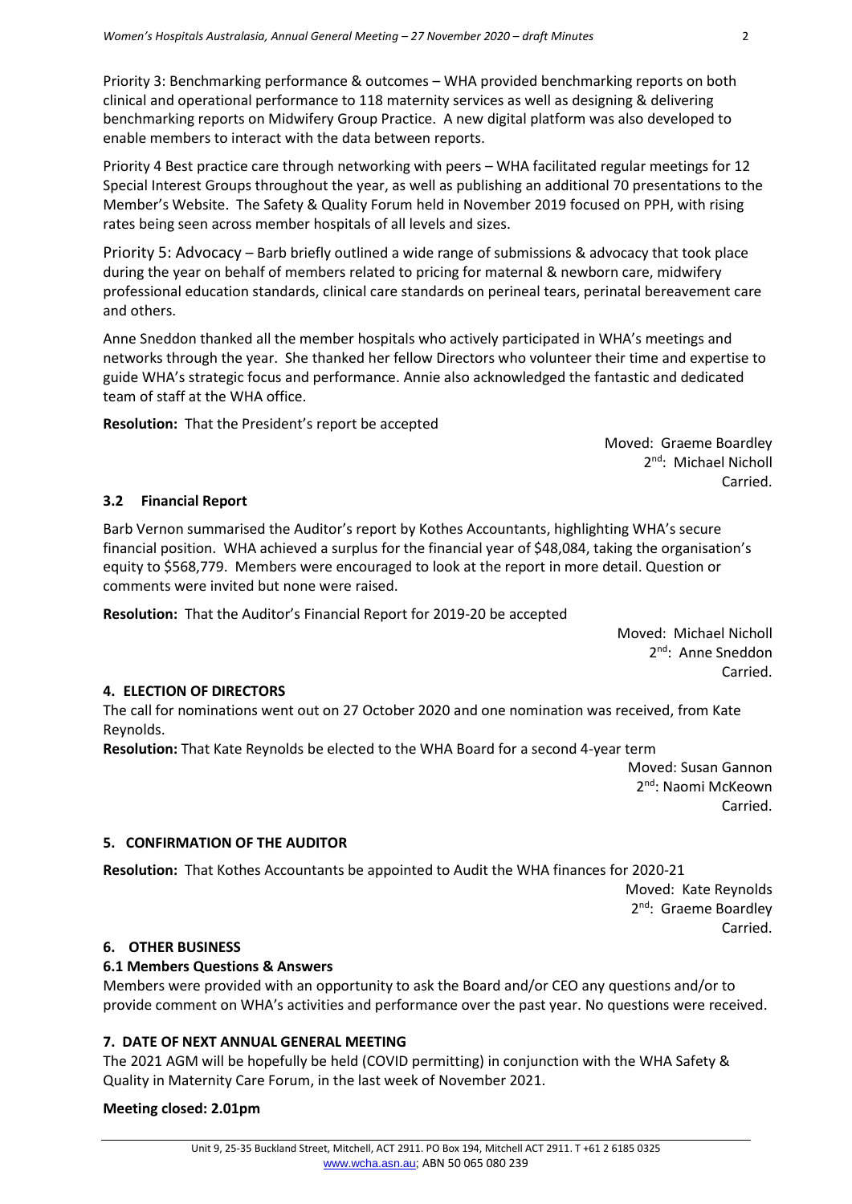Priority 3: Benchmarking performance & outcomes – WHA provided benchmarking reports on both clinical and operational performance to 118 maternity services as well as designing & delivering benchmarking reports on Midwifery Group Practice. A new digital platform was also developed to enable members to interact with the data between reports.

Priority 4 Best practice care through networking with peers – WHA facilitated regular meetings for 12 Special Interest Groups throughout the year, as well as publishing an additional 70 presentations to the Member's Website. The Safety & Quality Forum held in November 2019 focused on PPH, with rising rates being seen across member hospitals of all levels and sizes.

Priority 5: Advocacy – Barb briefly outlined a wide range of submissions & advocacy that took place during the year on behalf of members related to pricing for maternal & newborn care, midwifery professional education standards, clinical care standards on perineal tears, perinatal bereavement care and others.

Anne Sneddon thanked all the member hospitals who actively participated in WHA's meetings and networks through the year. She thanked her fellow Directors who volunteer their time and expertise to guide WHA's strategic focus and performance. Annie also acknowledged the fantastic and dedicated team of staff at the WHA office.

**Resolution:** That the President's report be accepted

Moved: Graeme Boardley
2nd: Michael Nicholl
Carried.

### 3.2 Financial Report

Barb Vernon summarised the Auditor's report by Kothes Accountants, highlighting WHA's secure financial position. WHA achieved a surplus for the financial year of $48,084, taking the organisation's equity to $568,779. Members were encouraged to look at the report in more detail. Question or comments were invited but none were raised.

**Resolution:** That the Auditor's Financial Report for 2019-20 be accepted

Moved: Michael Nicholl
2nd: Anne Sneddon
Carried.

## 4. ELECTION OF DIRECTORS

The call for nominations went out on 27 October 2020 and one nomination was received, from Kate Reynolds.

**Resolution:** That Kate Reynolds be elected to the WHA Board for a second 4-year term

Moved: Susan Gannon
2nd: Naomi McKeown
Carried.

## 5. CONFIRMATION OF THE AUDITOR

**Resolution:** That Kothes Accountants be appointed to Audit the WHA finances for 2020-21

Moved: Kate Reynolds
2nd: Graeme Boardley
Carried.

## 6. OTHER BUSINESS

### 6.1 Members Questions & Answers

Members were provided with an opportunity to ask the Board and/or CEO any questions and/or to provide comment on WHA's activities and performance over the past year. No questions were received.

## 7. DATE OF NEXT ANNUAL GENERAL MEETING

The 2021 AGM will be hopefully be held (COVID permitting) in conjunction with the WHA Safety & Quality in Maternity Care Forum, in the last week of November 2021.

**Meeting closed: 2.01pm**